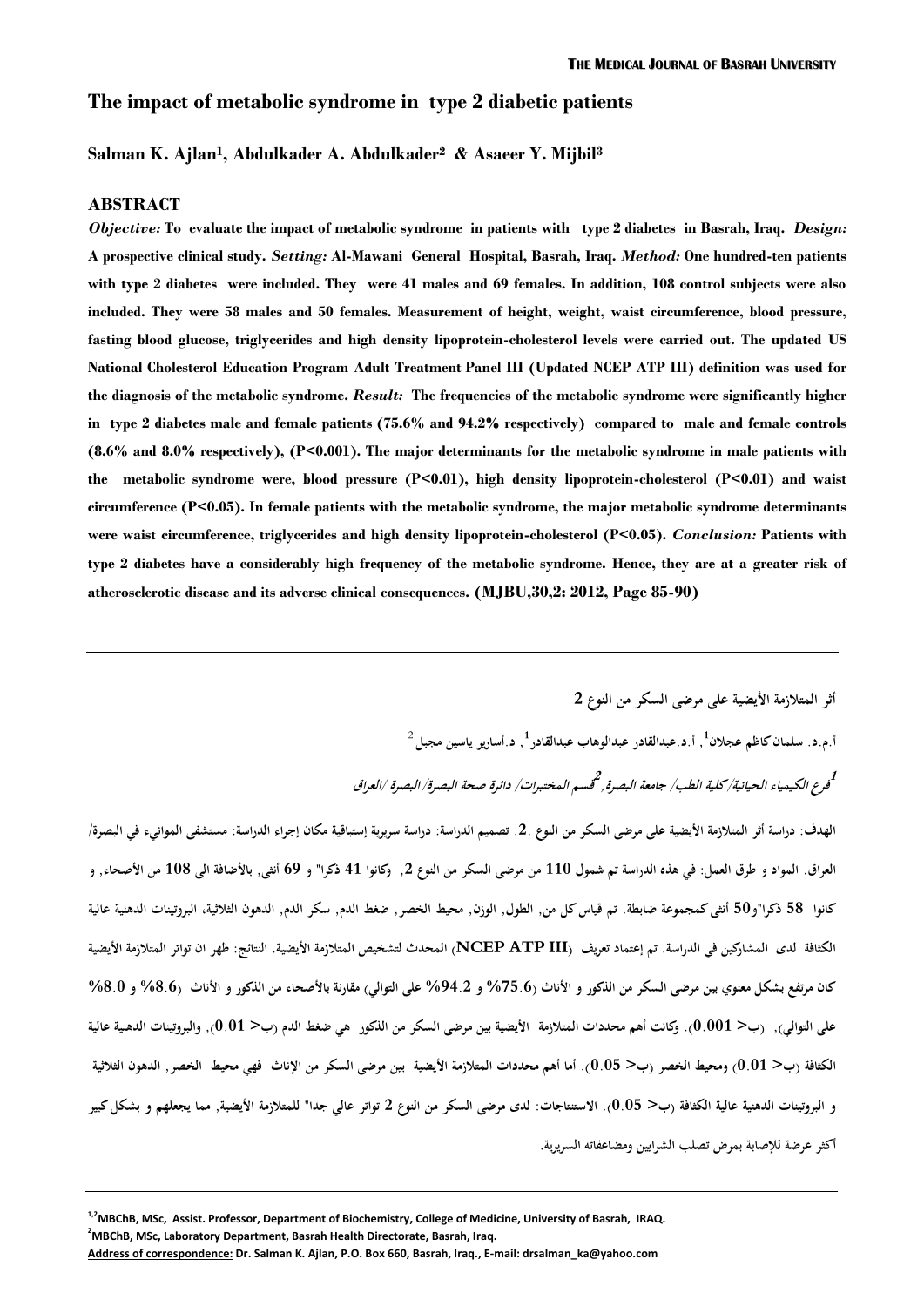# The impact of metabolic syndrome in type 2 diabetic patients

**Salman K. Ajlan[1], Abdulkader A. Abdulkader[2] & Asaeer Y. Mijbil[3]**

## ABSTRACT

***Objective:*** **To evaluate the impact of metabolic syndrome in patients with type 2 diabetes in Basrah, Iraq.** ***Design:*** **A prospective clinical study.** ***Setting:*** **Al-Mawani General Hospital, Basrah, Iraq.** ***Method:*** **One hundred-ten patients with type 2 diabetes were included. They were 41 males and 69 females. In addition, 108 control subjects were also included. They were 58 males and 50 females. Measurement of height, weight, waist circumference, blood pressure, fasting blood glucose, triglycerides and high density lipoprotein-cholesterol levels were carried out. The updated US National Cholesterol Education Program Adult Treatment Panel III (Updated NCEP ATP III) definition was used for the diagnosis of the metabolic syndrome.** ***Result:*** **The frequencies of the metabolic syndrome were significantly higher in type 2 diabetes male and female patients (75.6% and 94.2% respectively) compared to male and female controls (8.6% and 8.0% respectively), (P<0.001). The major determinants for the metabolic syndrome in male patients with the metabolic syndrome were, blood pressure (P<0.01), high density lipoprotein-cholesterol (P<0.01) and waist circumference (P<0.05). In female patients with the metabolic syndrome, the major metabolic syndrome determinants were waist circumference, triglycerides and high density lipoprotein-cholesterol (P<0.05).** ***Conclusion:*** **Patients with type 2 diabetes have a considerably high frequency of the metabolic syndrome. Hence, they are at a greater risk of atherosclerotic disease and its adverse clinical consequences. (MJBU,30,2: 2012, Page 85-90)**

---

**أثر المتلازمة الأيضية على مرضى السكر من النوع 2**

**أ.م.د. سلمان كاظم عجلان[1], أ.د.عبدالقادر عبدالوهاب عبدالقادر[1], د.أسارير ياسين مجبل[2]**

***[1]فرع الكيمياء الحياتية/كلية الطب/ جامعة البصرة, [2]قسم المختبرات/ دائرة صحة البصرة/ البصرة /العراق***

**الهدف: دراسة أثر المتلازمة الأيضية على مرضى السكر من النوع 2. تصميم الدراسة: دراسة سريرية إستباقية مكان إجراء الدراسة: مستشفى الموانيء في البصرة/ العراق. المواد و طرق العمل: في هذه الدراسة تم شمول 110 من مرضى السكر من النوع 2, وكانوا 41 ذكرا" و 69 أنثى, بالأضافة الى 108 من الأصحاء, و كانوا 58 ذكرا" و50 أنثى كمجموعة ضابطة. تم قياس كل من, الطول, الوزن, محيط الخصر, ضغط الدم, سكر الدم, الدهون الثلاثية, البروتينات الدهنية عالية الكثافة لدى المشاركين في الدراسة. تم إعتماد تعريف (NCEP ATP III) المحدث لتشخيص المتلازمة الأيضية. النتائج: ظهر ان تواتر المتلازمة الأيضية كان مرتفع بشكل معنوي بين مرضى السكر من الذكور و الأناث (75.6% و 94.2% على التوالي) مقارنة بالأصحاء من الذكور و الأناث (8.6% و 8.0% على التوالي), (ب< 0.001). وكانت أهم محددات المتلازمة الأيضية بين مرضى السكر من الذكور هي ضغط الدم (ب< 0.01), والبروتينات الدهنية عالية الكثافة (ب< 0.01) ومحيط الخصر (ب< 0.05). أما أهم محددات المتلازمة الأيضية بين مرضى السكر من الإناث فهي محيط الخصر, الدهون الثلاثية و البروتينات الدهنية عالية الكثافة (ب< 0.05). الاستنتاجات: لدى مرضى السكر من النوع 2 تواتر عالي جدا" للمتلازمة الأيضية, مما يجعلهم و بشكل كبير أكثر عرضة للإصابة بمرض تصلب الشرايين ومضاعفاته السريرية.**

---

[1,2]**MBChB, MSc, Assist. Professor, Department of Biochemistry, College of Medicine, University of Basrah, IRAQ.**

[2]**MBChB, MSc, Laboratory Department, Basrah Health Directorate, Basrah, Iraq.**

**Address of correspondence: Dr. Salman K. Ajlan, P.O. Box 660, Basrah, Iraq., E-mail: drsalman_ka@yahoo.com**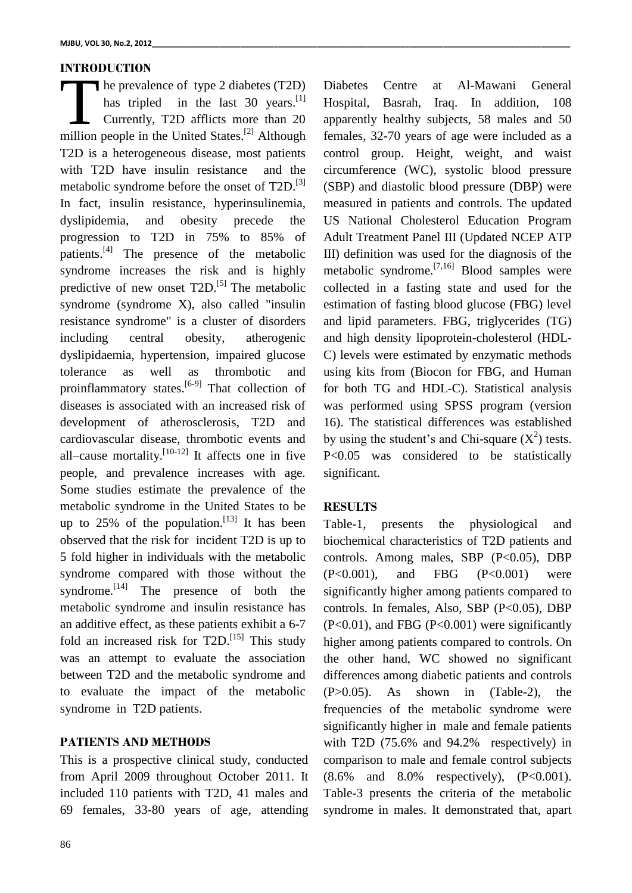## INTRODUCTION

The prevalence of type 2 diabetes (T2D) has tripled in the last 30 years.[1] Currently, T2D afflicts more than 20 million people in the United States.[2] Although T2D is a heterogeneous disease, most patients with T2D have insulin resistance and the metabolic syndrome before the onset of T2D.[3] In fact, insulin resistance, hyperinsulinemia, dyslipidemia, and obesity precede the progression to T2D in 75% to 85% of patients.[4] The presence of the metabolic syndrome increases the risk and is highly predictive of new onset T2D.[5] The metabolic syndrome (syndrome X), also called "insulin resistance syndrome" is a cluster of disorders including central obesity, atherogenic dyslipidaemia, hypertension, impaired glucose tolerance as well as thrombotic and proinflammatory states.[6-9] That collection of diseases is associated with an increased risk of development of atherosclerosis, T2D and cardiovascular disease, thrombotic events and all–cause mortality.[10-12] It affects one in five people, and prevalence increases with age. Some studies estimate the prevalence of the metabolic syndrome in the United States to be up to 25% of the population.[13] It has been observed that the risk for incident T2D is up to 5 fold higher in individuals with the metabolic syndrome compared with those without the syndrome.[14] The presence of both the metabolic syndrome and insulin resistance has an additive effect, as these patients exhibit a 6-7 fold an increased risk for T2D.[15] This study was an attempt to evaluate the association between T2D and the metabolic syndrome and to evaluate the impact of the metabolic syndrome in T2D patients.

## PATIENTS AND METHODS

This is a prospective clinical study, conducted from April 2009 throughout October 2011. It included 110 patients with T2D, 41 males and 69 females, 33-80 years of age, attending Diabetes Centre at Al-Mawani General Hospital, Basrah, Iraq. In addition, 108 apparently healthy subjects, 58 males and 50 females, 32-70 years of age were included as a control group. Height, weight, and waist circumference (WC), systolic blood pressure (SBP) and diastolic blood pressure (DBP) were measured in patients and controls. The updated US National Cholesterol Education Program Adult Treatment Panel III (Updated NCEP ATP III) definition was used for the diagnosis of the metabolic syndrome.[7,16] Blood samples were collected in a fasting state and used for the estimation of fasting blood glucose (FBG) level and lipid parameters. FBG, triglycerides (TG) and high density lipoprotein-cholesterol (HDL-C) levels were estimated by enzymatic methods using kits from (Biocon for FBG, and Human for both TG and HDL-C). Statistical analysis was performed using SPSS program (version 16). The statistical differences was established by using the student's and Chi-square ($X^2$) tests. $P<0.05$ was considered to be statistically significant.

## RESULTS

Table-1, presents the physiological and biochemical characteristics of T2D patients and controls. Among males, SBP ($P<0.05$), DBP ($P<0.001$), and FBG ($P<0.001$) were significantly higher among patients compared to controls. In females, Also, SBP ($P<0.05$), DBP ($P<0.01$), and FBG ($P<0.001$) were significantly higher among patients compared to controls. On the other hand, WC showed no significant differences among diabetic patients and controls ($P>0.05$). As shown in (Table-2), the frequencies of the metabolic syndrome were significantly higher in male and female patients with T2D (75.6% and 94.2% respectively) in comparison to male and female control subjects (8.6% and 8.0% respectively), ($P<0.001$). Table-3 presents the criteria of the metabolic syndrome in males. It demonstrated that, apart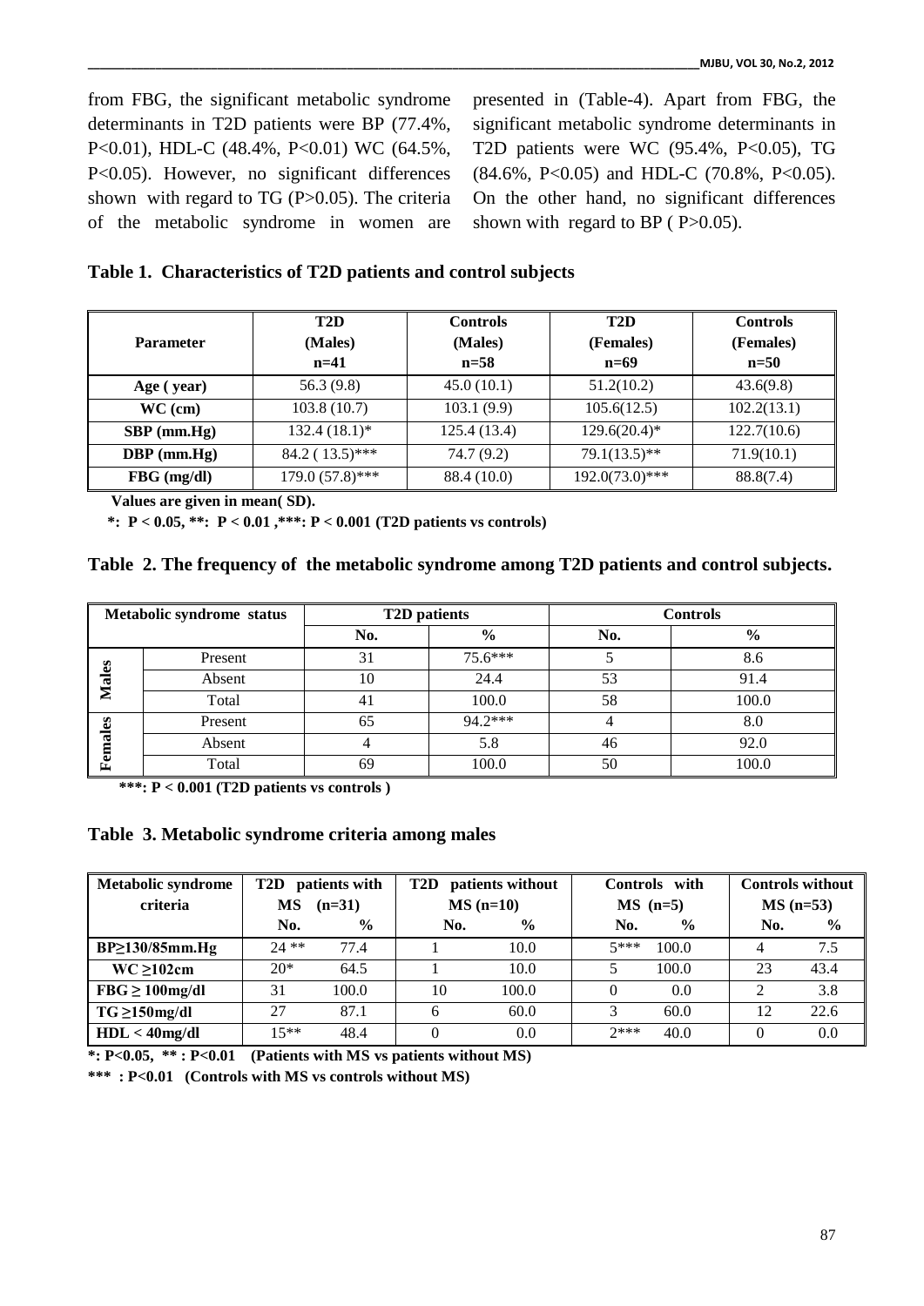from FBG, the significant metabolic syndrome determinants in T2D patients were BP (77.4%, P<0.01), HDL-C (48.4%, P<0.01) WC (64.5%, P<0.05). However, no significant differences shown with regard to TG (P>0.05). The criteria of the metabolic syndrome in women are presented in (Table-4). Apart from FBG, the significant metabolic syndrome determinants in T2D patients were WC (95.4%, P<0.05), TG (84.6%, P<0.05) and HDL-C (70.8%, P<0.05). On the other hand, no significant differences shown with regard to BP ( P>0.05).

**Table 1. Characteristics of T2D patients and control subjects**

| Parameter | T2D (Males) n=41 | Controls (Males) n=58 | T2D (Females) n=69 | Controls (Females) n=50 |
|---|---|---|---|---|
| Age ( year) | 56.3 (9.8) | 45.0 (10.1) | 51.2(10.2) | 43.6(9.8) |
| WC (cm) | 103.8 (10.7) | 103.1 (9.9) | 105.6(12.5) | 102.2(13.1) |
| SBP (mm.Hg) | 132.4 (18.1)* | 125.4 (13.4) | 129.6(20.4)* | 122.7(10.6) |
| DBP (mm.Hg) | 84.2 ( 13.5)*** | 74.7 (9.2) | 79.1(13.5)** | 71.9(10.1) |
| FBG (mg/dl) | 179.0 (57.8)*** | 88.4 (10.0) | 192.0(73.0)*** | 88.8(7.4) |

**Values are given in mean( SD).**

**\*: P < 0.05, \*\*: P < 0.01 ,\*\*\*: P < 0.001 (T2D patients vs controls)**

**Table 2. The frequency of the metabolic syndrome among T2D patients and control subjects.**

| Metabolic syndrome status | | T2D patients | | Controls | |
|---|---|---|---|---|---|
| | | No. | % | No. | % |
| Males | Present | 31 | 75.6*** | 5 | 8.6 |
| | Absent | 10 | 24.4 | 53 | 91.4 |
| | Total | 41 | 100.0 | 58 | 100.0 |
| Females | Present | 65 | 94.2*** | 4 | 8.0 |
| | Absent | 4 | 5.8 | 46 | 92.0 |
| | Total | 69 | 100.0 | 50 | 100.0 |

**\*\*\*: P < 0.001 (T2D patients vs controls )**

**Table 3. Metabolic syndrome criteria among males**

| Metabolic syndrome criteria | T2D patients with MS (n=31) | | T2D patients without MS (n=10) | | Controls with MS (n=5) | | Controls without MS (n=53) | |
|---|---|---|---|---|---|---|---|---|
| | No. | % | No. | % | No. | % | No. | % |
| BP≥130/85mm.Hg | 24 ** | 77.4 | 1 | 10.0 | 5*** | 100.0 | 4 | 7.5 |
| WC ≥102cm | 20* | 64.5 | 1 | 10.0 | 5 | 100.0 | 23 | 43.4 |
| FBG ≥ 100mg/dl | 31 | 100.0 | 10 | 100.0 | 0 | 0.0 | 2 | 3.8 |
| TG ≥150mg/dl | 27 | 87.1 | 6 | 60.0 | 3 | 60.0 | 12 | 22.6 |
| HDL < 40mg/dl | 15** | 48.4 | 0 | 0.0 | 2*** | 40.0 | 0 | 0.0 |

**\*: P<0.05, \*\* : P<0.01 (Patients with MS vs patients without MS)**

**\*\*\* : P<0.01 (Controls with MS vs controls without MS)**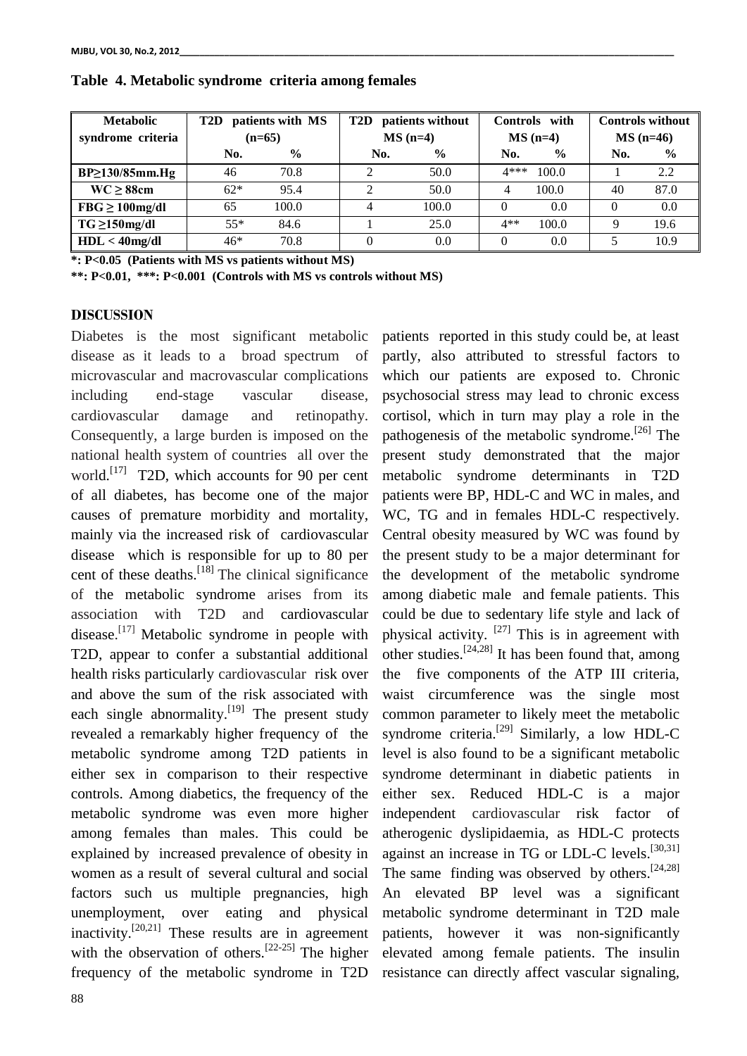**Table 4. Metabolic syndrome criteria among females**

| Metabolic syndrome criteria | T2D patients with MS (n=65) | | T2D patients without MS (n=4) | | Controls with MS (n=4) | | Controls without MS (n=46) | |
|---|---|---|---|---|---|---|---|---|
| | No. | % | No. | % | No. | % | No. | % |
| BP≥130/85mm.Hg | 46 | 70.8 | 2 | 50.0 | 4*** | 100.0 | 1 | 2.2 |
| WC ≥ 88cm | 62* | 95.4 | 2 | 50.0 | 4 | 100.0 | 40 | 87.0 |
| FBG ≥ 100mg/dl | 65 | 100.0 | 4 | 100.0 | 0 | 0.0 | 0 | 0.0 |
| TG ≥150mg/dl | 55* | 84.6 | 1 | 25.0 | 4** | 100.0 | 9 | 19.6 |
| HDL < 40mg/dl | 46* | 70.8 | 0 | 0.0 | 0 | 0.0 | 5 | 10.9 |

**\*: P<0.05 (Patients with MS vs patients without MS)**

**\*\*: P<0.01, \*\*\*: P<0.001 (Controls with MS vs controls without MS)**

## DISCUSSION

Diabetes is the most significant metabolic disease as it leads to a broad spectrum of microvascular and macrovascular complications including end-stage vascular disease, cardiovascular damage and retinopathy. Consequently, a large burden is imposed on the national health system of countries all over the world.[17] T2D, which accounts for 90 per cent of all diabetes, has become one of the major causes of premature morbidity and mortality, mainly via the increased risk of cardiovascular disease which is responsible for up to 80 per cent of these deaths.[18] The clinical significance of the metabolic syndrome arises from its association with T2D and cardiovascular disease.[17] Metabolic syndrome in people with T2D, appear to confer a substantial additional health risks particularly cardiovascular risk over and above the sum of the risk associated with each single abnormality.[19] The present study revealed a remarkably higher frequency of the metabolic syndrome among T2D patients in either sex in comparison to their respective controls. Among diabetics, the frequency of the metabolic syndrome was even more higher among females than males. This could be explained by increased prevalence of obesity in women as a result of several cultural and social factors such us multiple pregnancies, high unemployment, over eating and physical inactivity.[20,21] These results are in agreement with the observation of others.[22-25] The higher frequency of the metabolic syndrome in T2D patients reported in this study could be, at least partly, also attributed to stressful factors to which our patients are exposed to. Chronic psychosocial stress may lead to chronic excess cortisol, which in turn may play a role in the pathogenesis of the metabolic syndrome.[26] The present study demonstrated that the major metabolic syndrome determinants in T2D patients were BP, HDL-C and WC in males, and WC, TG and in females HDL-C respectively. Central obesity measured by WC was found by the present study to be a major determinant for the development of the metabolic syndrome among diabetic male and female patients. This could be due to sedentary life style and lack of physical activity. [27] This is in agreement with other studies.[24,28] It has been found that, among the five components of the ATP III criteria, waist circumference was the single most common parameter to likely meet the metabolic syndrome criteria.[29] Similarly, a low HDL-C level is also found to be a significant metabolic syndrome determinant in diabetic patients in either sex. Reduced HDL-C is a major independent cardiovascular risk factor of atherogenic dyslipidaemia, as HDL-C protects against an increase in TG or LDL-C levels.[30,31] The same finding was observed by others.[24,28] An elevated BP level was a significant metabolic syndrome determinant in T2D male patients, however it was non-significantly elevated among female patients. The insulin resistance can directly affect vascular signaling,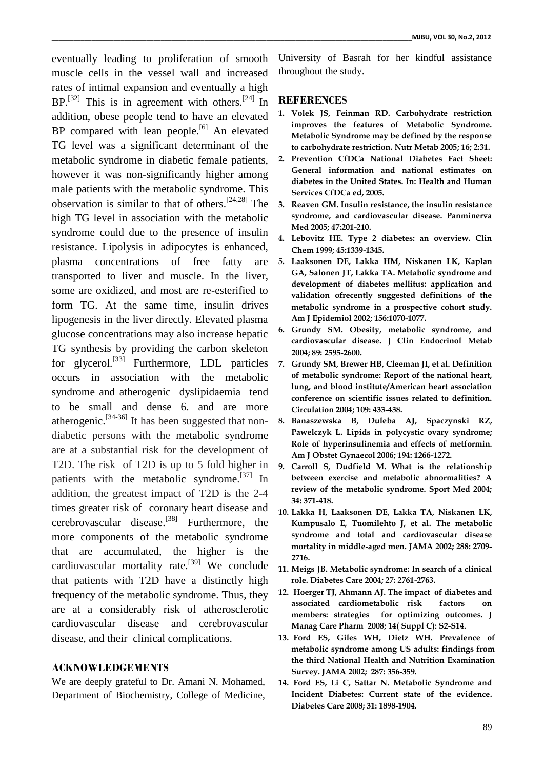eventually leading to proliferation of smooth muscle cells in the vessel wall and increased rates of intimal expansion and eventually a high BP.[32] This is in agreement with others.[24] In addition, obese people tend to have an elevated BP compared with lean people.[6] An elevated TG level was a significant determinant of the metabolic syndrome in diabetic female patients, however it was non-significantly higher among male patients with the metabolic syndrome. This observation is similar to that of others.[24,28] The high TG level in association with the metabolic syndrome could due to the presence of insulin resistance. Lipolysis in adipocytes is enhanced, plasma concentrations of free fatty are transported to liver and muscle. In the liver, some are oxidized, and most are re-esterified to form TG. At the same time, insulin drives lipogenesis in the liver directly. Elevated plasma glucose concentrations may also increase hepatic TG synthesis by providing the carbon skeleton for glycerol.[33] Furthermore, LDL particles occurs in association with the metabolic syndrome and atherogenic dyslipidaemia tend to be small and dense 6. and are more atherogenic.[34-36] It has been suggested that non-diabetic persons with the metabolic syndrome are at a substantial risk for the development of T2D. The risk of T2D is up to 5 fold higher in patients with the metabolic syndrome.[37] In addition, the greatest impact of T2D is the 2-4 times greater risk of coronary heart disease and cerebrovascular disease.[38] Furthermore, the more components of the metabolic syndrome that are accumulated, the higher is the cardiovascular mortality rate.[39] We conclude that patients with T2D have a distinctly high frequency of the metabolic syndrome. Thus, they are at a considerably risk of atherosclerotic cardiovascular disease and cerebrovascular disease, and their clinical complications.

## ACKNOWLEDGEMENTS

We are deeply grateful to Dr. Amani N. Mohamed, Department of Biochemistry, College of Medicine, University of Basrah for her kindful assistance throughout the study.

## REFERENCES

1. Volek JS, Feinman RD. Carbohydrate restriction improves the features of Metabolic Syndrome. Metabolic Syndrome may be defined by the response to carbohydrate restriction. Nutr Metab 2005; 16; 2:31.
2. Prevention CfDCa National Diabetes Fact Sheet: General information and national estimates on diabetes in the United States. In: Health and Human Services CfDCa ed, 2005.
3. Reaven GM. Insulin resistance, the insulin resistance syndrome, and cardiovascular disease. Panminerva Med 2005; 47:201-210.
4. Lebovitz HE. Type 2 diabetes: an overview. Clin Chem 1999; 45:1339-1345.
5. Laaksonen DE, Lakka HM, Niskanen LK, Kaplan GA, Salonen JT, Lakka TA. Metabolic syndrome and development of diabetes mellitus: application and validation ofrecently suggested definitions of the metabolic syndrome in a prospective cohort study. Am J Epidemiol 2002; 156:1070-1077.
6. Grundy SM. Obesity, metabolic syndrome, and cardiovascular disease. J Clin Endocrinol Metab 2004; 89: 2595-2600.
7. Grundy SM, Brewer HB, Cleeman JI, et al. Definition of metabolic syndrome: Report of the national heart, lung, and blood institute/American heart association conference on scientific issues related to definition. Circulation 2004; 109: 433-438.
8. Banaszewska B, Duleba AJ, Spaczynski RZ, Pawelczyk L. Lipids in polycystic ovary syndrome; Role of hyperinsulinemia and effects of metformin. Am J Obstet Gynaecol 2006; 194: 1266-1272.
9. Carroll S, Dudfield M. What is the relationship between exercise and metabolic abnormalities? A review of the metabolic syndrome. Sport Med 2004; 34: 371-418.
10. Lakka H, Laaksonen DE, Lakka TA, Niskanen LK, Kumpusalo E, Tuomilehto J, et al. The metabolic syndrome and total and cardiovascular disease mortality in middle-aged men. JAMA 2002; 288: 2709-2716.
11. Meigs JB. Metabolic syndrome: In search of a clinical role. Diabetes Care 2004; 27: 2761-2763.
12. Hoerger TJ, Ahmann AJ. The impact of diabetes and associated cardiometabolic risk factors on members: strategies for optimizing outcomes. J Manag Care Pharm 2008; 14( Suppl C): S2-S14.
13. Ford ES, Giles WH, Dietz WH. Prevalence of metabolic syndrome among US adults: findings from the third National Health and Nutrition Examination Survey. JAMA 2002; 287: 356-359.
14. Ford ES, Li C, Sattar N. Metabolic Syndrome and Incident Diabetes: Current state of the evidence. Diabetes Care 2008; 31: 1898-1904.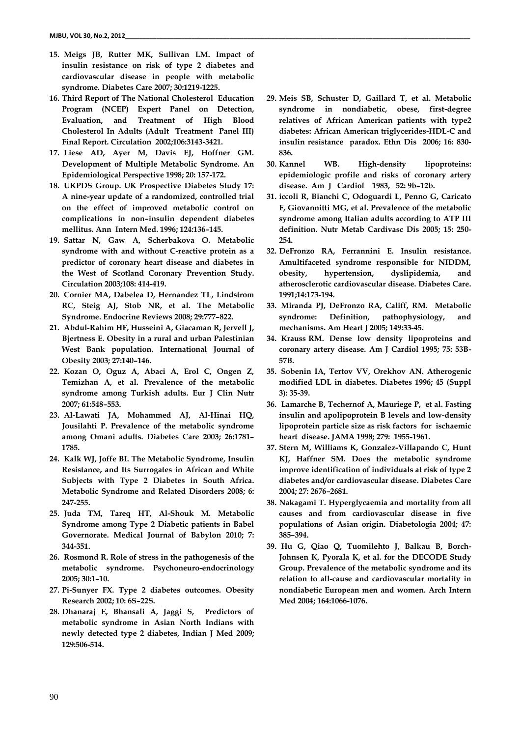15. Meigs JB, Rutter MK, Sullivan LM. Impact of insulin resistance on risk of type 2 diabetes and cardiovascular disease in people with metabolic syndrome. Diabetes Care 2007; 30:1219-1225.
16. Third Report of The National Cholesterol Education Program (NCEP) Expert Panel on Detection, Evaluation, and Treatment of High Blood Cholesterol In Adults (Adult Treatment Panel III) Final Report. Circulation 2002;106:3143-3421.
17. Liese AD, Ayer M, Davis EJ, Hoffner GM. Development of Multiple Metabolic Syndrome. An Epidemiological Perspective 1998; 20: 157-172.
18. UKPDS Group. UK Prospective Diabetes Study 17: A nine-year update of a randomized, controlled trial on the effect of improved metabolic control on complications in non–insulin dependent diabetes mellitus. Ann Intern Med. 1996; 124:136–145.
19. Sattar N, Gaw A, Scherbakova O. Metabolic syndrome with and without C-reactive protein as a predictor of coronary heart disease and diabetes in the West of Scotland Coronary Prevention Study. Circulation 2003;108: 414-419.
20. Cornier MA, Dabelea D, Hernandez TL, Lindstrom RC, Steig AJ, Stob NR, et al. The Metabolic Syndrome. Endocrine Reviews 2008; 29:777–822.
21. Abdul-Rahim HF, Husseini A, Giacaman R, Jervell J, Bjertness E. Obesity in a rural and urban Palestinian West Bank population. International Journal of Obesity 2003; 27:140–146.
22. Kozan O, Oguz A, Abaci A, Erol C, Ongen Z, Temizhan A, et al. Prevalence of the metabolic syndrome among Turkish adults. Eur J Clin Nutr 2007; 61:548–553.
23. Al-Lawati JA, Mohammed AJ, Al-Hinai HQ, Jousilahti P. Prevalence of the metabolic syndrome among Omani adults. Diabetes Care 2003; 26:1781–1785.
24. Kalk WJ, Joffe BI. The Metabolic Syndrome, Insulin Resistance, and Its Surrogates in African and White Subjects with Type 2 Diabetes in South Africa. Metabolic Syndrome and Related Disorders 2008; 6: 247-255.
25. Juda TM, Tareq HT, Al-Shouk M. Metabolic Syndrome among Type 2 Diabetic patients in Babel Governorate. Medical Journal of Babylon 2010; 7: 344-351.
26. Rosmond R. Role of stress in the pathogenesis of the metabolic syndrome. Psychoneuro-endocrinology 2005; 30:1–10.
27. Pi-Sunyer FX. Type 2 diabetes outcomes. Obesity Research 2002; 10: 6S–22S.
28. Dhanaraj E, Bhansali A, Jaggi S, Predictors of metabolic syndrome in Asian North Indians with newly detected type 2 diabetes, Indian J Med 2009; 129:506-514.
29. Meis SB, Schuster D, Gaillard T, et al. Metabolic syndrome in nondiabetic, obese, first-degree relatives of African American patients with type2 diabetes: African American triglycerides-HDL-C and insulin resistance paradox. Ethn Dis 2006; 16: 830-836.
30. Kannel WB. High-density lipoproteins: epidemiologic profile and risks of coronary artery disease. Am J Cardiol 1983, 52: 9b–12b.
31. iccoli R, Bianchi C, Odoguardi L, Penno G, Caricato F, Giovannitti MG, et al. Prevalence of the metabolic syndrome among Italian adults according to ATP III definition. Nutr Metab Cardivasc Dis 2005; 15: 250-254.
32. DeFronzo RA, Ferrannini E. Insulin resistance. Amultifaceted syndrome responsible for NIDDM, obesity, hypertension, dyslipidemia, and atherosclerotic cardiovascular disease. Diabetes Care. 1991;14:173-194.
33. Miranda PJ, DeFronzo RA, Califf, RM. Metabolic syndrome: Definition, pathophysiology, and mechanisms. Am Heart J 2005; 149:33-45.
34. Krauss RM. Dense low density lipoproteins and coronary artery disease. Am J Cardiol 1995; 75: 53B-57B.
35. Sobenin IA, Tertov VV, Orekhov AN. Atherogenic modified LDL in diabetes. Diabetes 1996; 45 (Suppl 3): 35-39.
36. Lamarche B, Techernof A, Mauriege P, et al. Fasting insulin and apolipoprotein B levels and low-density lipoprotein particle size as risk factors for ischaemic heart disease. JAMA 1998; 279: 1955-1961.
37. Stern M, Williams K, Gonzalez-Villapando C, Hunt KJ, Haffner SM. Does the metabolic syndrome improve identification of individuals at risk of type 2 diabetes and/or cardiovascular disease. Diabetes Care 2004; 27: 2676–2681.
38. Nakagami T. Hyperglycaemia and mortality from all causes and from cardiovascular disease in five populations of Asian origin. Diabetologia 2004; 47: 385–394.
39. Hu G, Qiao Q, Tuomilehto J, Balkau B, Borch-Johnsen K, Pyorala K, et al. for the DECODE Study Group. Prevalence of the metabolic syndrome and its relation to all-cause and cardiovascular mortality in nondiabetic European men and women. Arch Intern Med 2004; 164:1066-1076.